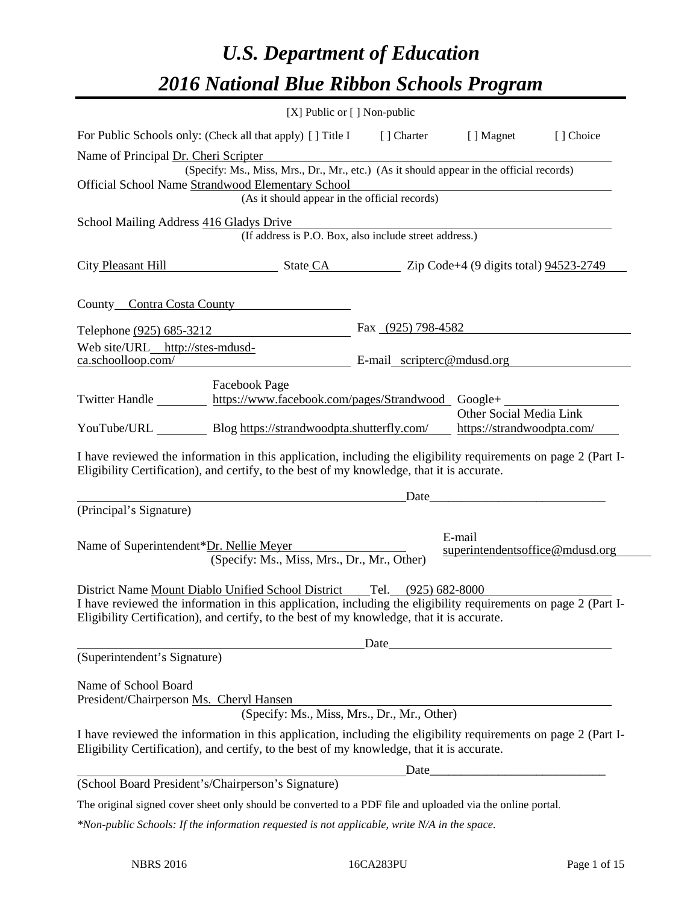# *U.S. Department of Education*

# *2016 National Blue Ribbon Schools Program*

[X] Public or [ ] Non-public

For Public Schools only: (Check all that apply) [ ] Title I [ ] Charter [ ] Magnet [ ] Choice

Name of Principal Dr. Cheri Scripter

(Specify: Ms., Miss, Mrs., Dr., Mr., etc.) (As it should appear in the official records)

Official School Name Strandwood Elementary School

(As it should appear in the official records)

School Mailing Address 416 Gladys Drive

(If address is P.O. Box, also include street address.)

City Pleasant Hill State CA Zip Code+4 (9 digits total) 94523-2749

County Contra Costa County

Telephone (925) 685-3212 Fax (925) 798-4582

Web site/URL http://stes-mdusd-ca.schoolloop.com/ E-mail scripterc@mdusd.org

Twitter Handle ________ Facebook Page https://www.facebook.com/pages/Strandwood Google+ ________

YouTube/URL ________ Blog https://strandwoodpta.shutterfly.com/ Other Social Media Link https://strandwoodpta.com/

I have reviewed the information in this application, including the eligibility requirements on page 2 (Part I-Eligibility Certification), and certify, to the best of my knowledge, that it is accurate.

_______________________________________ Date_____________________________

(Principal's Signature)

Name of Superintendent*Dr. Nellie Meyer E-mail superintendentsoffice@mdusd.org

(Specify: Ms., Miss, Mrs., Dr., Mr., Other)

District Name Mount Diablo Unified School District Tel. (925) 682-8000

I have reviewed the information in this application, including the eligibility requirements on page 2 (Part I-Eligibility Certification), and certify, to the best of my knowledge, that it is accurate.

_______________________________________ Date_____________________________

(Superintendent's Signature)

Name of School Board President/Chairperson Ms. Cheryl Hansen

(Specify: Ms., Miss, Mrs., Dr., Mr., Other)

I have reviewed the information in this application, including the eligibility requirements on page 2 (Part I-Eligibility Certification), and certify, to the best of my knowledge, that it is accurate.

_______________________________________ Date_____________________________

(School Board President's/Chairperson's Signature)

The original signed cover sheet only should be converted to a PDF file and uploaded via the online portal.

*\*Non-public Schools: If the information requested is not applicable, write N/A in the space.*

NBRS 2016 16CA283PU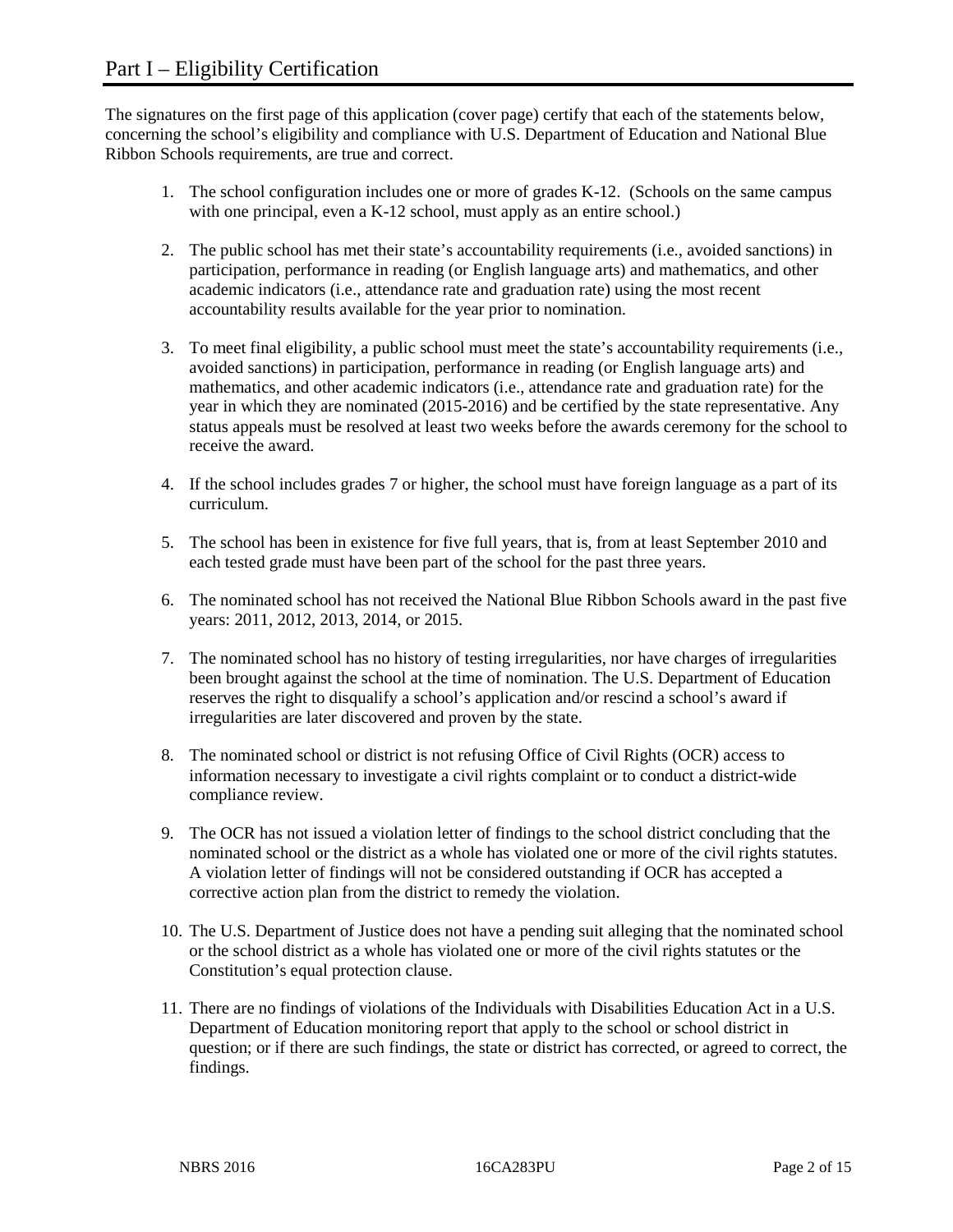# Part I – Eligibility Certification

The signatures on the first page of this application (cover page) certify that each of the statements below, concerning the school's eligibility and compliance with U.S. Department of Education and National Blue Ribbon Schools requirements, are true and correct.

1. The school configuration includes one or more of grades K-12. (Schools on the same campus with one principal, even a K-12 school, must apply as an entire school.)

2. The public school has met their state's accountability requirements (i.e., avoided sanctions) in participation, performance in reading (or English language arts) and mathematics, and other academic indicators (i.e., attendance rate and graduation rate) using the most recent accountability results available for the year prior to nomination.

3. To meet final eligibility, a public school must meet the state's accountability requirements (i.e., avoided sanctions) in participation, performance in reading (or English language arts) and mathematics, and other academic indicators (i.e., attendance rate and graduation rate) for the year in which they are nominated (2015-2016) and be certified by the state representative. Any status appeals must be resolved at least two weeks before the awards ceremony for the school to receive the award.

4. If the school includes grades 7 or higher, the school must have foreign language as a part of its curriculum.

5. The school has been in existence for five full years, that is, from at least September 2010 and each tested grade must have been part of the school for the past three years.

6. The nominated school has not received the National Blue Ribbon Schools award in the past five years: 2011, 2012, 2013, 2014, or 2015.

7. The nominated school has no history of testing irregularities, nor have charges of irregularities been brought against the school at the time of nomination. The U.S. Department of Education reserves the right to disqualify a school's application and/or rescind a school's award if irregularities are later discovered and proven by the state.

8. The nominated school or district is not refusing Office of Civil Rights (OCR) access to information necessary to investigate a civil rights complaint or to conduct a district-wide compliance review.

9. The OCR has not issued a violation letter of findings to the school district concluding that the nominated school or the district as a whole has violated one or more of the civil rights statutes. A violation letter of findings will not be considered outstanding if OCR has accepted a corrective action plan from the district to remedy the violation.

10. The U.S. Department of Justice does not have a pending suit alleging that the nominated school or the school district as a whole has violated one or more of the civil rights statutes or the Constitution's equal protection clause.

11. There are no findings of violations of the Individuals with Disabilities Education Act in a U.S. Department of Education monitoring report that apply to the school or school district in question; or if there are such findings, the state or district has corrected, or agreed to correct, the findings.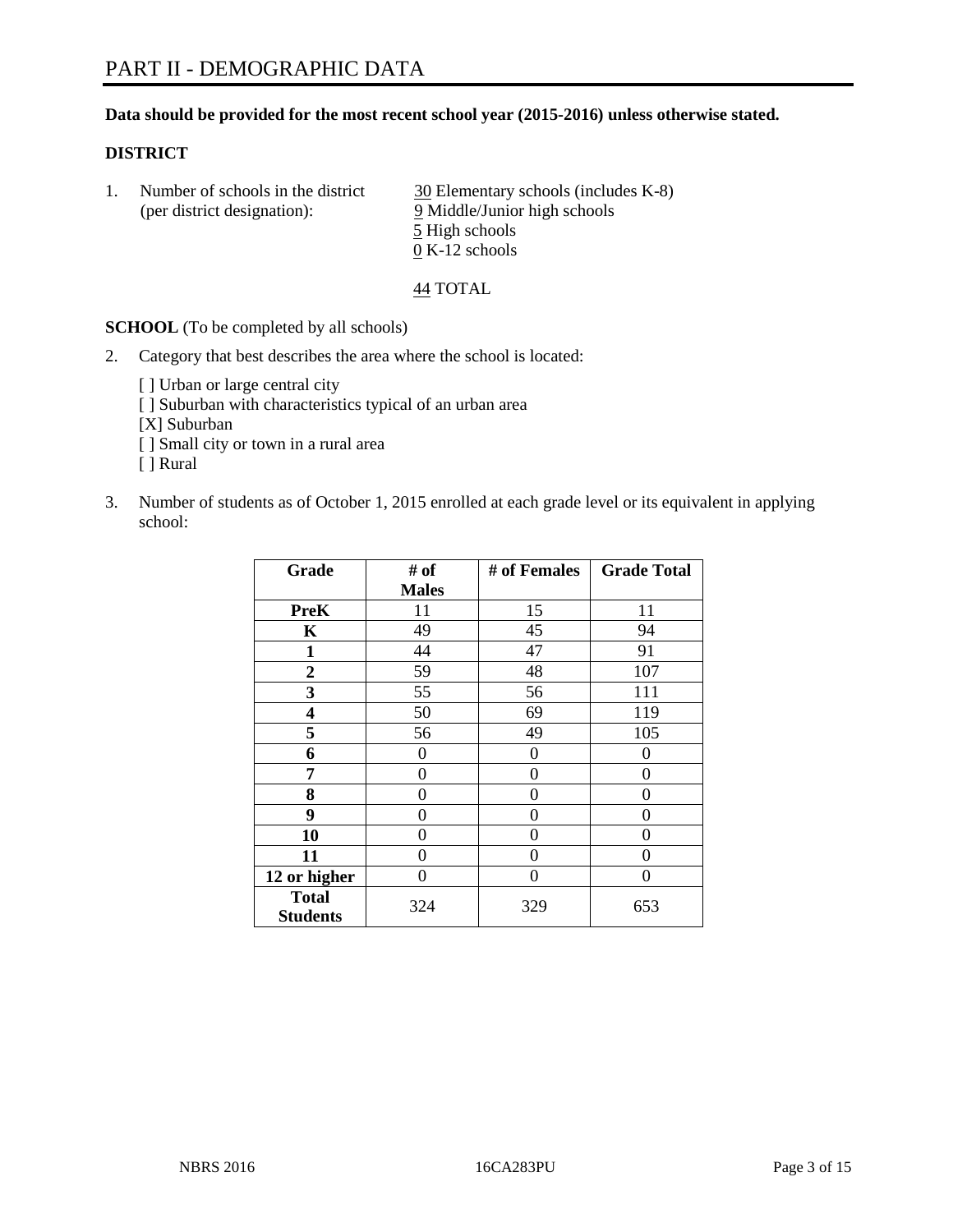# PART II - DEMOGRAPHIC DATA

**Data should be provided for the most recent school year (2015-2016) unless otherwise stated.**

**DISTRICT**

1. Number of schools in the district (per district designation):
   30 Elementary schools (includes K-8)
   9 Middle/Junior high schools
   5 High schools
   0 K-12 schools

   44 TOTAL

**SCHOOL** (To be completed by all schools)

2. Category that best describes the area where the school is located:

   [ ] Urban or large central city
   [ ] Suburban with characteristics typical of an urban area
   [X] Suburban
   [ ] Small city or town in a rural area
   [ ] Rural

3. Number of students as of October 1, 2015 enrolled at each grade level or its equivalent in applying school:

| Grade | # of Males | # of Females | Grade Total |
|---|---|---|---|
| **PreK** | 11 | 15 | 11 |
| **K** | 49 | 45 | 94 |
| **1** | 44 | 47 | 91 |
| **2** | 59 | 48 | 107 |
| **3** | 55 | 56 | 111 |
| **4** | 50 | 69 | 119 |
| **5** | 56 | 49 | 105 |
| **6** | 0 | 0 | 0 |
| **7** | 0 | 0 | 0 |
| **8** | 0 | 0 | 0 |
| **9** | 0 | 0 | 0 |
| **10** | 0 | 0 | 0 |
| **11** | 0 | 0 | 0 |
| **12 or higher** | 0 | 0 | 0 |
| **Total Students** | 324 | 329 | 653 |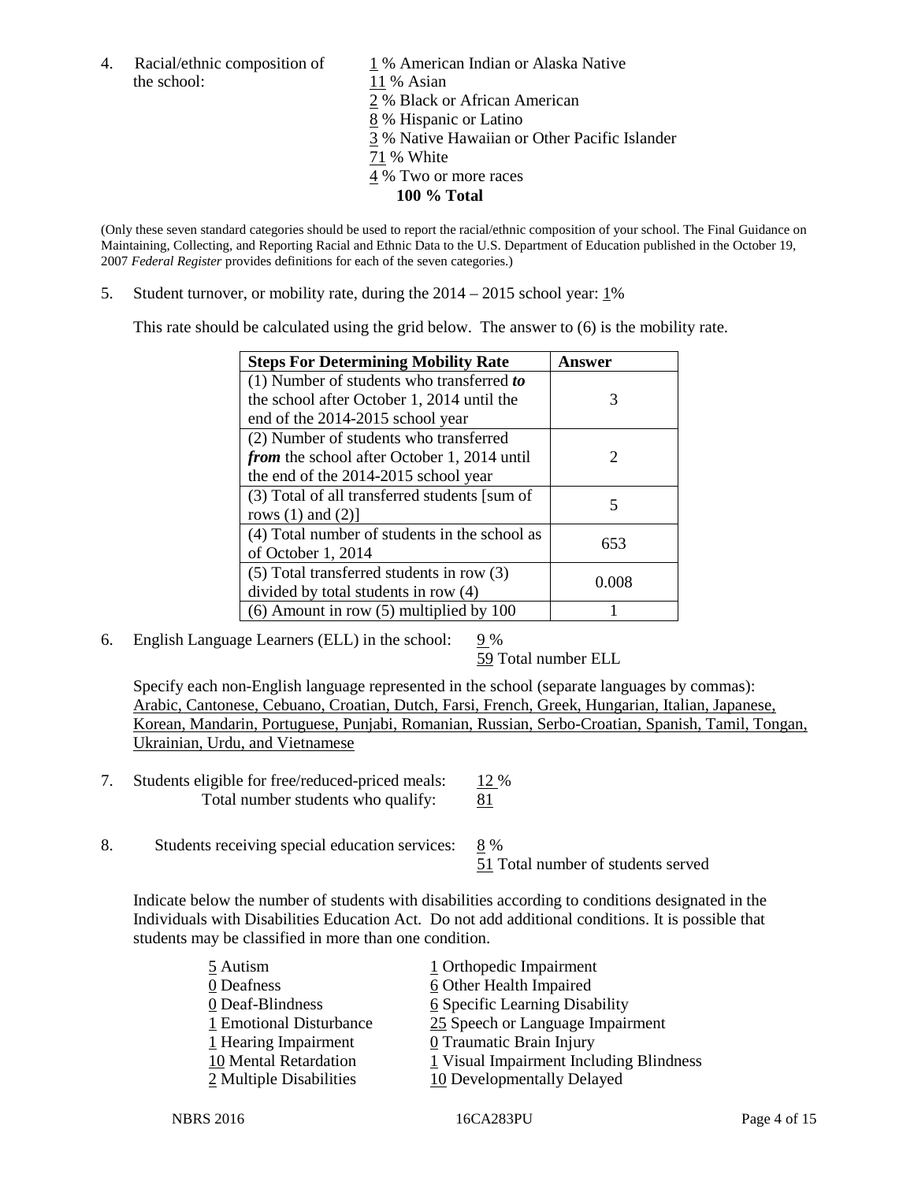4. Racial/ethnic composition of the school:

1 % American Indian or Alaska Native
11 % Asian
2 % Black or African American
8 % Hispanic or Latino
3 % Native Hawaiian or Other Pacific Islander
71 % White
4 % Two or more races
**100 % Total**

(Only these seven standard categories should be used to report the racial/ethnic composition of your school. The Final Guidance on Maintaining, Collecting, and Reporting Racial and Ethnic Data to the U.S. Department of Education published in the October 19, 2007 *Federal Register* provides definitions for each of the seven categories.)

5. Student turnover, or mobility rate, during the 2014 – 2015 school year: 1%

This rate should be calculated using the grid below. The answer to (6) is the mobility rate.

| **Steps For Determining Mobility Rate** | **Answer** |
|---|---|
| (1) Number of students who transferred ***to*** the school after October 1, 2014 until the end of the 2014-2015 school year | 3 |
| (2) Number of students who transferred ***from*** the school after October 1, 2014 until the end of the 2014-2015 school year | 2 |
| (3) Total of all transferred students [sum of rows (1) and (2)] | 5 |
| (4) Total number of students in the school as of October 1, 2014 | 653 |
| (5) Total transferred students in row (3) divided by total students in row (4) | 0.008 |
| (6) Amount in row (5) multiplied by 100 | 1 |

6. English Language Learners (ELL) in the school: 9 %
59 Total number ELL

Specify each non-English language represented in the school (separate languages by commas):
Arabic, Cantonese, Cebuano, Croatian, Dutch, Farsi, French, Greek, Hungarian, Italian, Japanese, Korean, Mandarin, Portuguese, Punjabi, Romanian, Russian, Serbo-Croatian, Spanish, Tamil, Tongan, Ukrainian, Urdu, and Vietnamese

7. Students eligible for free/reduced-priced meals: 12 %
Total number students who qualify: 81

8. Students receiving special education services: 8 %
51 Total number of students served

Indicate below the number of students with disabilities according to conditions designated in the Individuals with Disabilities Education Act. Do not add additional conditions. It is possible that students may be classified in more than one condition.

5 Autism
0 Deafness
0 Deaf-Blindness
1 Emotional Disturbance
1 Hearing Impairment
10 Mental Retardation
2 Multiple Disabilities
1 Orthopedic Impairment
6 Other Health Impaired
6 Specific Learning Disability
25 Speech or Language Impairment
0 Traumatic Brain Injury
1 Visual Impairment Including Blindness
10 Developmentally Delayed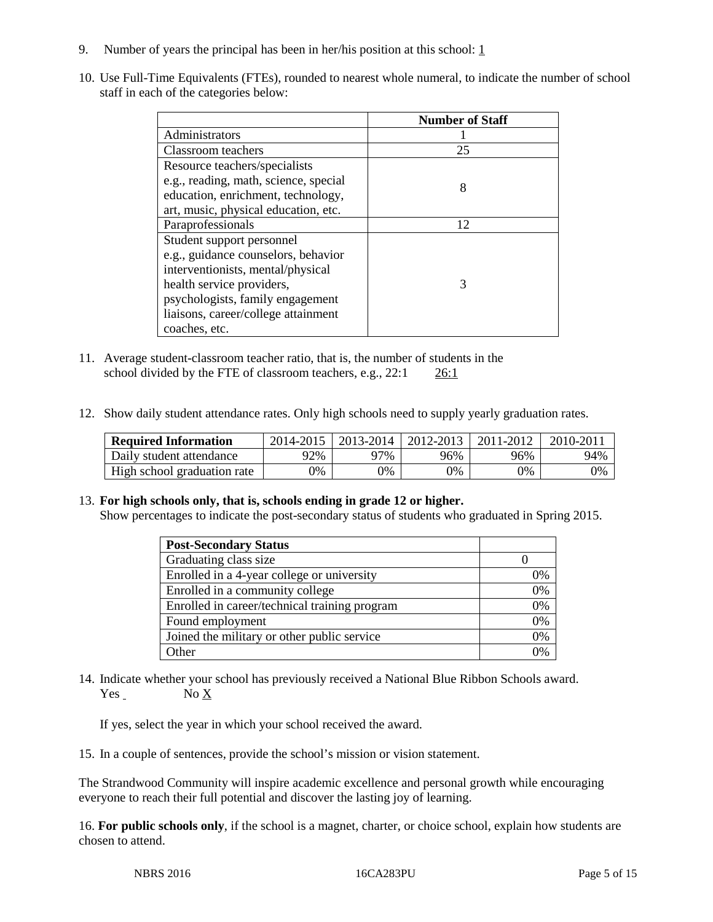9. Number of years the principal has been in her/his position at this school: 1

10. Use Full-Time Equivalents (FTEs), rounded to nearest whole numeral, to indicate the number of school staff in each of the categories below:

| | Number of Staff |
|---|---|
| Administrators | 1 |
| Classroom teachers | 25 |
| Resource teachers/specialists e.g., reading, math, science, special education, enrichment, technology, art, music, physical education, etc. | 8 |
| Paraprofessionals | 12 |
| Student support personnel e.g., guidance counselors, behavior interventionists, mental/physical health service providers, psychologists, family engagement liaisons, career/college attainment coaches, etc. | 3 |

11. Average student-classroom teacher ratio, that is, the number of students in the school divided by the FTE of classroom teachers, e.g., 22:1 26:1

12. Show daily student attendance rates. Only high schools need to supply yearly graduation rates.

| Required Information | 2014-2015 | 2013-2014 | 2012-2013 | 2011-2012 | 2010-2011 |
|---|---|---|---|---|---|
| Daily student attendance | 92% | 97% | 96% | 96% | 94% |
| High school graduation rate | 0% | 0% | 0% | 0% | 0% |

13. **For high schools only, that is, schools ending in grade 12 or higher.**
Show percentages to indicate the post-secondary status of students who graduated in Spring 2015.

| Post-Secondary Status | |
|---|---|
| Graduating class size | 0 |
| Enrolled in a 4-year college or university | 0% |
| Enrolled in a community college | 0% |
| Enrolled in career/technical training program | 0% |
| Found employment | 0% |
| Joined the military or other public service | 0% |
| Other | 0% |

14. Indicate whether your school has previously received a National Blue Ribbon Schools award.
Yes No X

If yes, select the year in which your school received the award.

15. In a couple of sentences, provide the school's mission or vision statement.

The Strandwood Community will inspire academic excellence and personal growth while encouraging everyone to reach their full potential and discover the lasting joy of learning.

16. **For public schools only**, if the school is a magnet, charter, or choice school, explain how students are chosen to attend.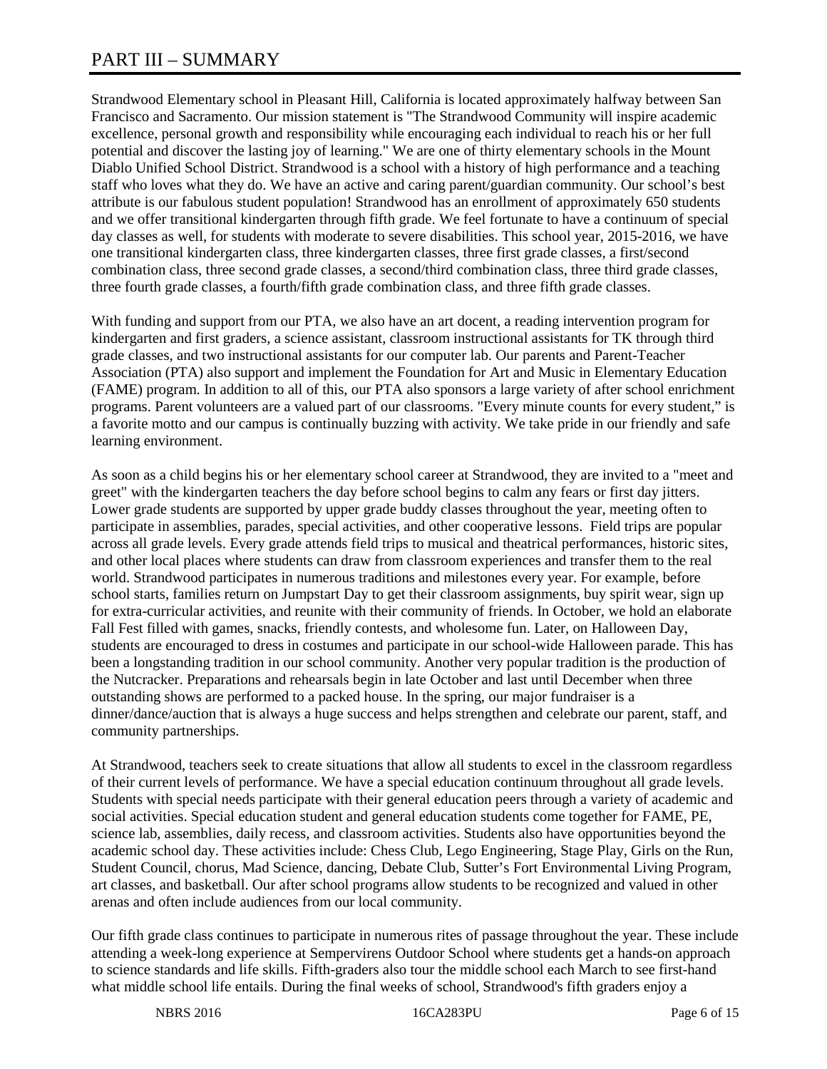# PART III – SUMMARY

Strandwood Elementary school in Pleasant Hill, California is located approximately halfway between San Francisco and Sacramento. Our mission statement is "The Strandwood Community will inspire academic excellence, personal growth and responsibility while encouraging each individual to reach his or her full potential and discover the lasting joy of learning." We are one of thirty elementary schools in the Mount Diablo Unified School District. Strandwood is a school with a history of high performance and a teaching staff who loves what they do. We have an active and caring parent/guardian community. Our school's best attribute is our fabulous student population! Strandwood has an enrollment of approximately 650 students and we offer transitional kindergarten through fifth grade. We feel fortunate to have a continuum of special day classes as well, for students with moderate to severe disabilities. This school year, 2015-2016, we have one transitional kindergarten class, three kindergarten classes, three first grade classes, a first/second combination class, three second grade classes, a second/third combination class, three third grade classes, three fourth grade classes, a fourth/fifth grade combination class, and three fifth grade classes.

With funding and support from our PTA, we also have an art docent, a reading intervention program for kindergarten and first graders, a science assistant, classroom instructional assistants for TK through third grade classes, and two instructional assistants for our computer lab. Our parents and Parent-Teacher Association (PTA) also support and implement the Foundation for Art and Music in Elementary Education (FAME) program. In addition to all of this, our PTA also sponsors a large variety of after school enrichment programs. Parent volunteers are a valued part of our classrooms. "Every minute counts for every student," is a favorite motto and our campus is continually buzzing with activity. We take pride in our friendly and safe learning environment.

As soon as a child begins his or her elementary school career at Strandwood, they are invited to a "meet and greet" with the kindergarten teachers the day before school begins to calm any fears or first day jitters. Lower grade students are supported by upper grade buddy classes throughout the year, meeting often to participate in assemblies, parades, special activities, and other cooperative lessons. Field trips are popular across all grade levels. Every grade attends field trips to musical and theatrical performances, historic sites, and other local places where students can draw from classroom experiences and transfer them to the real world. Strandwood participates in numerous traditions and milestones every year. For example, before school starts, families return on Jumpstart Day to get their classroom assignments, buy spirit wear, sign up for extra-curricular activities, and reunite with their community of friends. In October, we hold an elaborate Fall Fest filled with games, snacks, friendly contests, and wholesome fun. Later, on Halloween Day, students are encouraged to dress in costumes and participate in our school-wide Halloween parade. This has been a longstanding tradition in our school community. Another very popular tradition is the production of the Nutcracker. Preparations and rehearsals begin in late October and last until December when three outstanding shows are performed to a packed house. In the spring, our major fundraiser is a dinner/dance/auction that is always a huge success and helps strengthen and celebrate our parent, staff, and community partnerships.

At Strandwood, teachers seek to create situations that allow all students to excel in the classroom regardless of their current levels of performance. We have a special education continuum throughout all grade levels. Students with special needs participate with their general education peers through a variety of academic and social activities. Special education student and general education students come together for FAME, PE, science lab, assemblies, daily recess, and classroom activities. Students also have opportunities beyond the academic school day. These activities include: Chess Club, Lego Engineering, Stage Play, Girls on the Run, Student Council, chorus, Mad Science, dancing, Debate Club, Sutter's Fort Environmental Living Program, art classes, and basketball. Our after school programs allow students to be recognized and valued in other arenas and often include audiences from our local community.

Our fifth grade class continues to participate in numerous rites of passage throughout the year. These include attending a week-long experience at Sempervirens Outdoor School where students get a hands-on approach to science standards and life skills. Fifth-graders also tour the middle school each March to see first-hand what middle school life entails. During the final weeks of school, Strandwood's fifth graders enjoy a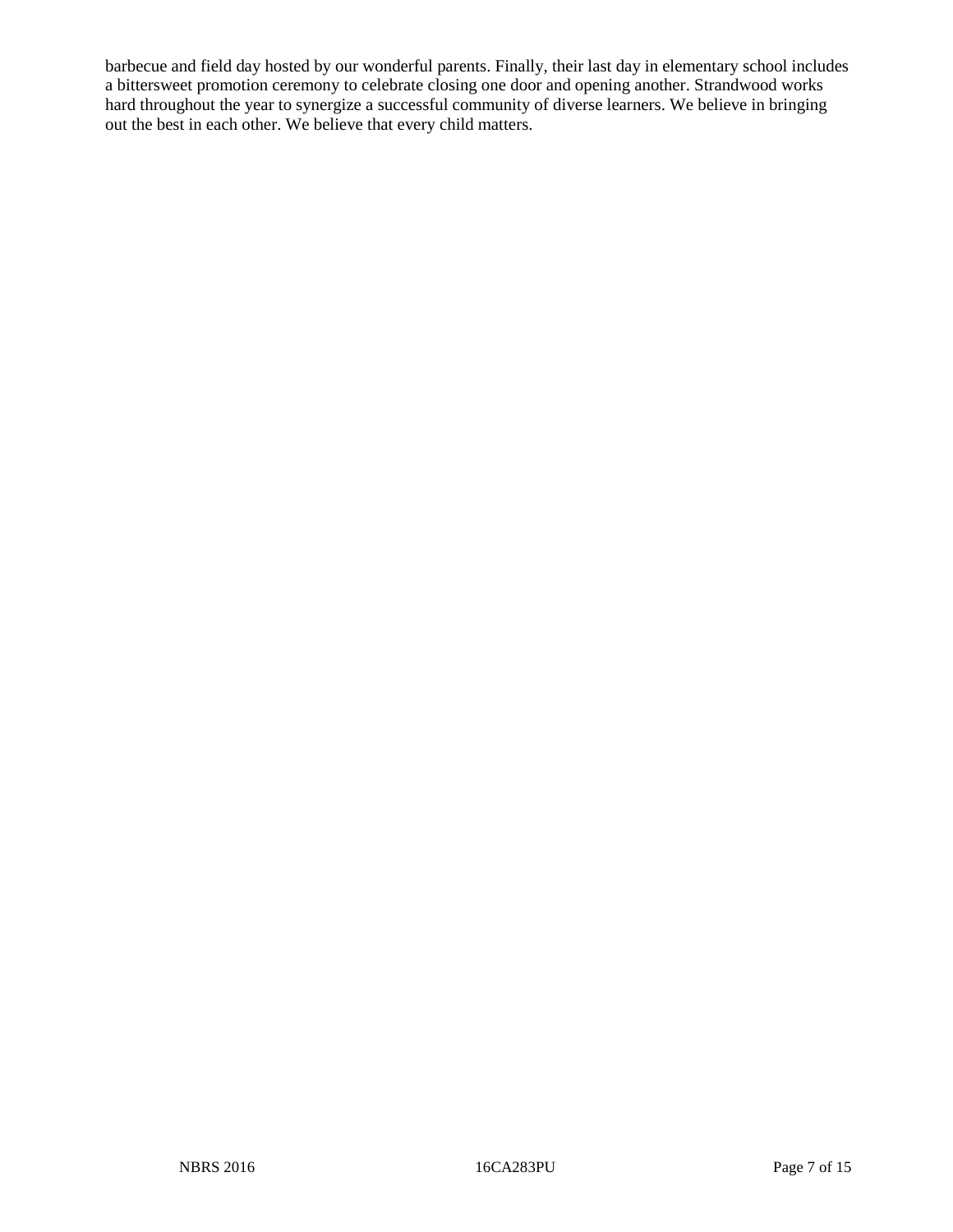barbecue and field day hosted by our wonderful parents. Finally, their last day in elementary school includes a bittersweet promotion ceremony to celebrate closing one door and opening another. Strandwood works hard throughout the year to synergize a successful community of diverse learners. We believe in bringing out the best in each other. We believe that every child matters.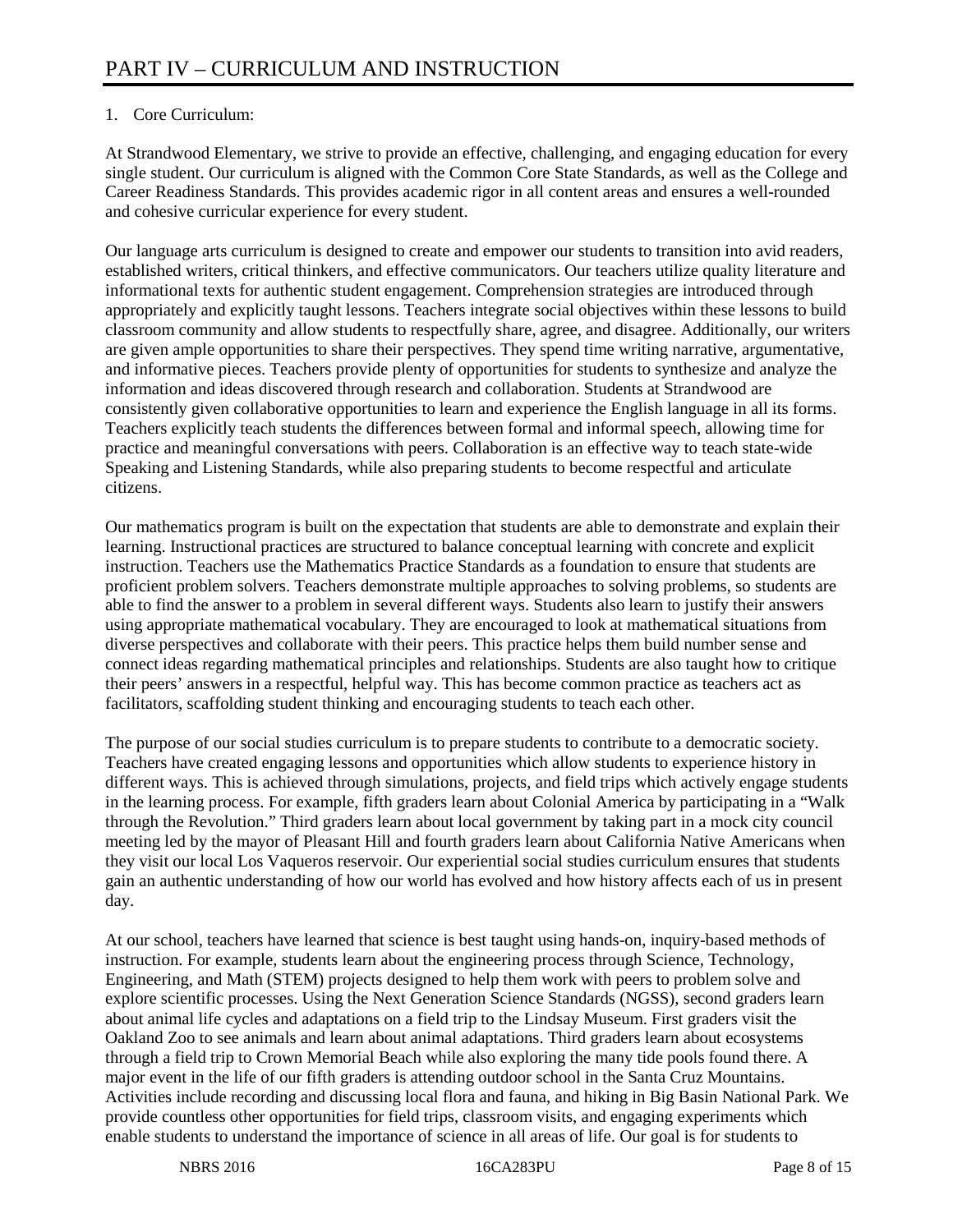# PART IV – CURRICULUM AND INSTRUCTION

1. Core Curriculum:

At Strandwood Elementary, we strive to provide an effective, challenging, and engaging education for every single student. Our curriculum is aligned with the Common Core State Standards, as well as the College and Career Readiness Standards. This provides academic rigor in all content areas and ensures a well-rounded and cohesive curricular experience for every student.

Our language arts curriculum is designed to create and empower our students to transition into avid readers, established writers, critical thinkers, and effective communicators. Our teachers utilize quality literature and informational texts for authentic student engagement. Comprehension strategies are introduced through appropriately and explicitly taught lessons. Teachers integrate social objectives within these lessons to build classroom community and allow students to respectfully share, agree, and disagree. Additionally, our writers are given ample opportunities to share their perspectives. They spend time writing narrative, argumentative, and informative pieces. Teachers provide plenty of opportunities for students to synthesize and analyze the information and ideas discovered through research and collaboration. Students at Strandwood are consistently given collaborative opportunities to learn and experience the English language in all its forms. Teachers explicitly teach students the differences between formal and informal speech, allowing time for practice and meaningful conversations with peers. Collaboration is an effective way to teach state-wide Speaking and Listening Standards, while also preparing students to become respectful and articulate citizens.

Our mathematics program is built on the expectation that students are able to demonstrate and explain their learning. Instructional practices are structured to balance conceptual learning with concrete and explicit instruction. Teachers use the Mathematics Practice Standards as a foundation to ensure that students are proficient problem solvers. Teachers demonstrate multiple approaches to solving problems, so students are able to find the answer to a problem in several different ways. Students also learn to justify their answers using appropriate mathematical vocabulary. They are encouraged to look at mathematical situations from diverse perspectives and collaborate with their peers. This practice helps them build number sense and connect ideas regarding mathematical principles and relationships. Students are also taught how to critique their peers' answers in a respectful, helpful way. This has become common practice as teachers act as facilitators, scaffolding student thinking and encouraging students to teach each other.

The purpose of our social studies curriculum is to prepare students to contribute to a democratic society. Teachers have created engaging lessons and opportunities which allow students to experience history in different ways. This is achieved through simulations, projects, and field trips which actively engage students in the learning process. For example, fifth graders learn about Colonial America by participating in a "Walk through the Revolution." Third graders learn about local government by taking part in a mock city council meeting led by the mayor of Pleasant Hill and fourth graders learn about California Native Americans when they visit our local Los Vaqueros reservoir. Our experiential social studies curriculum ensures that students gain an authentic understanding of how our world has evolved and how history affects each of us in present day.

At our school, teachers have learned that science is best taught using hands-on, inquiry-based methods of instruction. For example, students learn about the engineering process through Science, Technology, Engineering, and Math (STEM) projects designed to help them work with peers to problem solve and explore scientific processes. Using the Next Generation Science Standards (NGSS), second graders learn about animal life cycles and adaptations on a field trip to the Lindsay Museum. First graders visit the Oakland Zoo to see animals and learn about animal adaptations. Third graders learn about ecosystems through a field trip to Crown Memorial Beach while also exploring the many tide pools found there. A major event in the life of our fifth graders is attending outdoor school in the Santa Cruz Mountains. Activities include recording and discussing local flora and fauna, and hiking in Big Basin National Park. We provide countless other opportunities for field trips, classroom visits, and engaging experiments which enable students to understand the importance of science in all areas of life. Our goal is for students to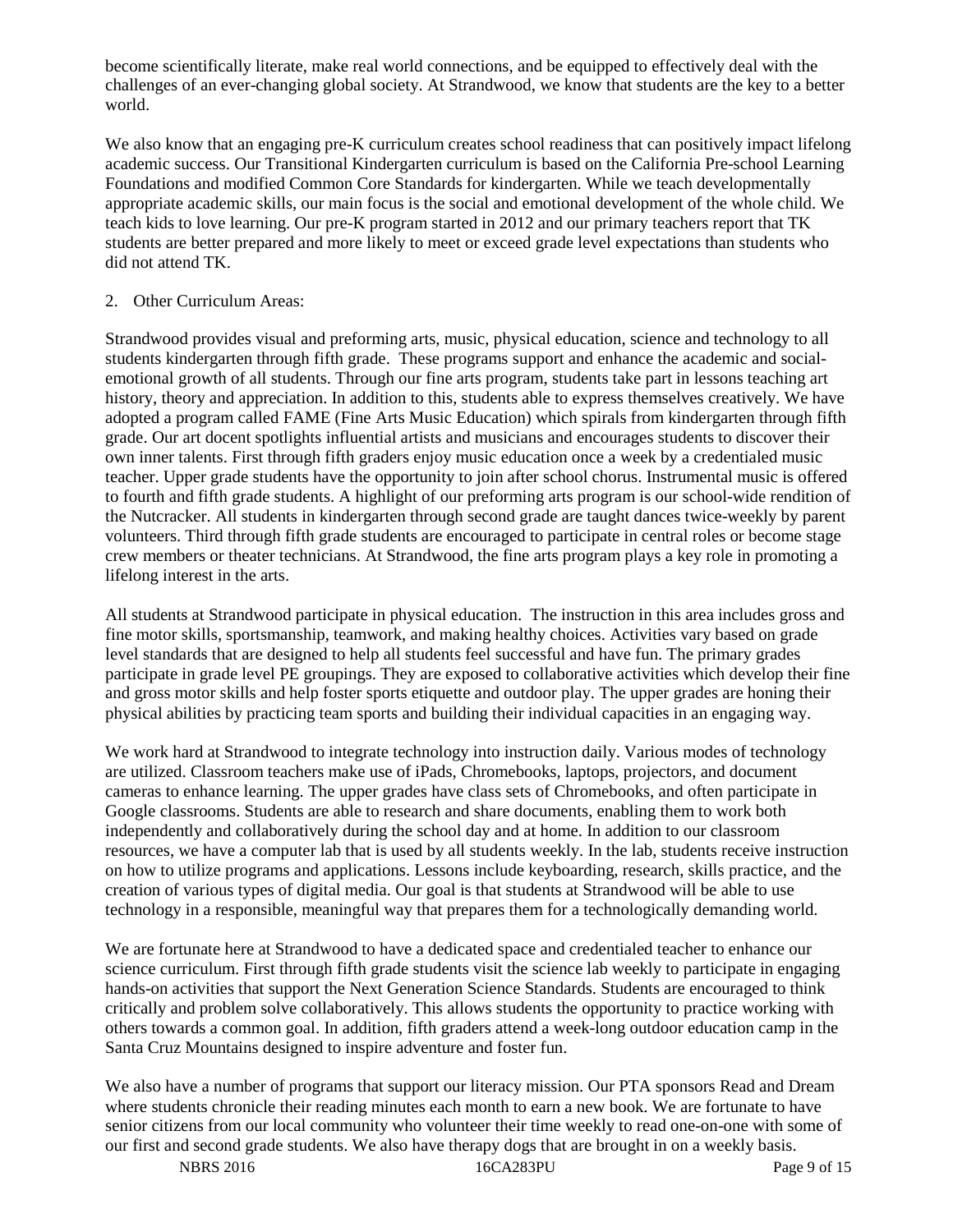become scientifically literate, make real world connections, and be equipped to effectively deal with the challenges of an ever-changing global society. At Strandwood, we know that students are the key to a better world.

We also know that an engaging pre-K curriculum creates school readiness that can positively impact lifelong academic success. Our Transitional Kindergarten curriculum is based on the California Pre-school Learning Foundations and modified Common Core Standards for kindergarten. While we teach developmentally appropriate academic skills, our main focus is the social and emotional development of the whole child. We teach kids to love learning. Our pre-K program started in 2012 and our primary teachers report that TK students are better prepared and more likely to meet or exceed grade level expectations than students who did not attend TK.

2. Other Curriculum Areas:

Strandwood provides visual and preforming arts, music, physical education, science and technology to all students kindergarten through fifth grade. These programs support and enhance the academic and social-emotional growth of all students. Through our fine arts program, students take part in lessons teaching art history, theory and appreciation. In addition to this, students able to express themselves creatively. We have adopted a program called FAME (Fine Arts Music Education) which spirals from kindergarten through fifth grade. Our art docent spotlights influential artists and musicians and encourages students to discover their own inner talents. First through fifth graders enjoy music education once a week by a credentialed music teacher. Upper grade students have the opportunity to join after school chorus. Instrumental music is offered to fourth and fifth grade students. A highlight of our preforming arts program is our school-wide rendition of the Nutcracker. All students in kindergarten through second grade are taught dances twice-weekly by parent volunteers. Third through fifth grade students are encouraged to participate in central roles or become stage crew members or theater technicians. At Strandwood, the fine arts program plays a key role in promoting a lifelong interest in the arts.

All students at Strandwood participate in physical education. The instruction in this area includes gross and fine motor skills, sportsmanship, teamwork, and making healthy choices. Activities vary based on grade level standards that are designed to help all students feel successful and have fun. The primary grades participate in grade level PE groupings. They are exposed to collaborative activities which develop their fine and gross motor skills and help foster sports etiquette and outdoor play. The upper grades are honing their physical abilities by practicing team sports and building their individual capacities in an engaging way.

We work hard at Strandwood to integrate technology into instruction daily. Various modes of technology are utilized. Classroom teachers make use of iPads, Chromebooks, laptops, projectors, and document cameras to enhance learning. The upper grades have class sets of Chromebooks, and often participate in Google classrooms. Students are able to research and share documents, enabling them to work both independently and collaboratively during the school day and at home. In addition to our classroom resources, we have a computer lab that is used by all students weekly. In the lab, students receive instruction on how to utilize programs and applications. Lessons include keyboarding, research, skills practice, and the creation of various types of digital media. Our goal is that students at Strandwood will be able to use technology in a responsible, meaningful way that prepares them for a technologically demanding world.

We are fortunate here at Strandwood to have a dedicated space and credentialed teacher to enhance our science curriculum. First through fifth grade students visit the science lab weekly to participate in engaging hands-on activities that support the Next Generation Science Standards. Students are encouraged to think critically and problem solve collaboratively. This allows students the opportunity to practice working with others towards a common goal. In addition, fifth graders attend a week-long outdoor education camp in the Santa Cruz Mountains designed to inspire adventure and foster fun.

We also have a number of programs that support our literacy mission. Our PTA sponsors Read and Dream where students chronicle their reading minutes each month to earn a new book. We are fortunate to have senior citizens from our local community who volunteer their time weekly to read one-on-one with some of our first and second grade students. We also have therapy dogs that are brought in on a weekly basis.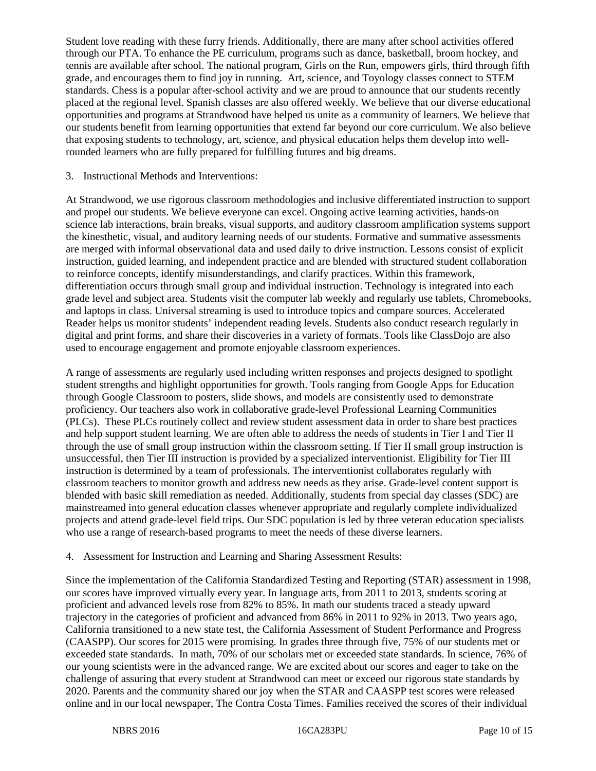Student love reading with these furry friends. Additionally, there are many after school activities offered through our PTA. To enhance the PE curriculum, programs such as dance, basketball, broom hockey, and tennis are available after school. The national program, Girls on the Run, empowers girls, third through fifth grade, and encourages them to find joy in running. Art, science, and Toyology classes connect to STEM standards. Chess is a popular after-school activity and we are proud to announce that our students recently placed at the regional level. Spanish classes are also offered weekly. We believe that our diverse educational opportunities and programs at Strandwood have helped us unite as a community of learners. We believe that our students benefit from learning opportunities that extend far beyond our core curriculum. We also believe that exposing students to technology, art, science, and physical education helps them develop into well-rounded learners who are fully prepared for fulfilling futures and big dreams.

3. Instructional Methods and Interventions:

At Strandwood, we use rigorous classroom methodologies and inclusive differentiated instruction to support and propel our students. We believe everyone can excel. Ongoing active learning activities, hands-on science lab interactions, brain breaks, visual supports, and auditory classroom amplification systems support the kinesthetic, visual, and auditory learning needs of our students. Formative and summative assessments are merged with informal observational data and used daily to drive instruction. Lessons consist of explicit instruction, guided learning, and independent practice and are blended with structured student collaboration to reinforce concepts, identify misunderstandings, and clarify practices. Within this framework, differentiation occurs through small group and individual instruction. Technology is integrated into each grade level and subject area. Students visit the computer lab weekly and regularly use tablets, Chromebooks, and laptops in class. Universal streaming is used to introduce topics and compare sources. Accelerated Reader helps us monitor students' independent reading levels. Students also conduct research regularly in digital and print forms, and share their discoveries in a variety of formats. Tools like ClassDojo are also used to encourage engagement and promote enjoyable classroom experiences.

A range of assessments are regularly used including written responses and projects designed to spotlight student strengths and highlight opportunities for growth. Tools ranging from Google Apps for Education through Google Classroom to posters, slide shows, and models are consistently used to demonstrate proficiency. Our teachers also work in collaborative grade-level Professional Learning Communities (PLCs). These PLCs routinely collect and review student assessment data in order to share best practices and help support student learning. We are often able to address the needs of students in Tier I and Tier II through the use of small group instruction within the classroom setting. If Tier II small group instruction is unsuccessful, then Tier III instruction is provided by a specialized interventionist. Eligibility for Tier III instruction is determined by a team of professionals. The interventionist collaborates regularly with classroom teachers to monitor growth and address new needs as they arise. Grade-level content support is blended with basic skill remediation as needed. Additionally, students from special day classes (SDC) are mainstreamed into general education classes whenever appropriate and regularly complete individualized projects and attend grade-level field trips. Our SDC population is led by three veteran education specialists who use a range of research-based programs to meet the needs of these diverse learners.

4. Assessment for Instruction and Learning and Sharing Assessment Results:

Since the implementation of the California Standardized Testing and Reporting (STAR) assessment in 1998, our scores have improved virtually every year. In language arts, from 2011 to 2013, students scoring at proficient and advanced levels rose from 82% to 85%. In math our students traced a steady upward trajectory in the categories of proficient and advanced from 86% in 2011 to 92% in 2013. Two years ago, California transitioned to a new state test, the California Assessment of Student Performance and Progress (CAASPP). Our scores for 2015 were promising. In grades three through five, 75% of our students met or exceeded state standards. In math, 70% of our scholars met or exceeded state standards. In science, 76% of our young scientists were in the advanced range. We are excited about our scores and eager to take on the challenge of assuring that every student at Strandwood can meet or exceed our rigorous state standards by 2020. Parents and the community shared our joy when the STAR and CAASPP test scores were released online and in our local newspaper, The Contra Costa Times. Families received the scores of their individual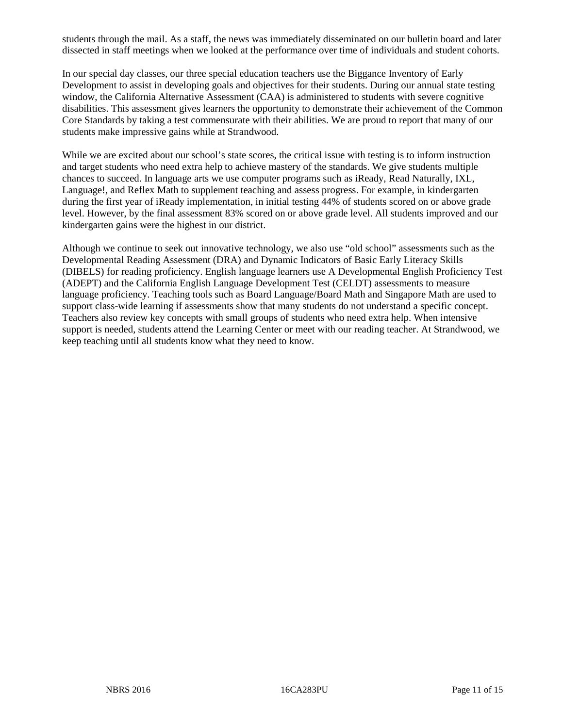students through the mail. As a staff, the news was immediately disseminated on our bulletin board and later dissected in staff meetings when we looked at the performance over time of individuals and student cohorts.

In our special day classes, our three special education teachers use the Biggance Inventory of Early Development to assist in developing goals and objectives for their students. During our annual state testing window, the California Alternative Assessment (CAA) is administered to students with severe cognitive disabilities. This assessment gives learners the opportunity to demonstrate their achievement of the Common Core Standards by taking a test commensurate with their abilities. We are proud to report that many of our students make impressive gains while at Strandwood.

While we are excited about our school's state scores, the critical issue with testing is to inform instruction and target students who need extra help to achieve mastery of the standards. We give students multiple chances to succeed. In language arts we use computer programs such as iReady, Read Naturally, IXL, Language!, and Reflex Math to supplement teaching and assess progress. For example, in kindergarten during the first year of iReady implementation, in initial testing 44% of students scored on or above grade level. However, by the final assessment 83% scored on or above grade level. All students improved and our kindergarten gains were the highest in our district.

Although we continue to seek out innovative technology, we also use "old school" assessments such as the Developmental Reading Assessment (DRA) and Dynamic Indicators of Basic Early Literacy Skills (DIBELS) for reading proficiency. English language learners use A Developmental English Proficiency Test (ADEPT) and the California English Language Development Test (CELDT) assessments to measure language proficiency. Teaching tools such as Board Language/Board Math and Singapore Math are used to support class-wide learning if assessments show that many students do not understand a specific concept. Teachers also review key concepts with small groups of students who need extra help. When intensive support is needed, students attend the Learning Center or meet with our reading teacher. At Strandwood, we keep teaching until all students know what they need to know.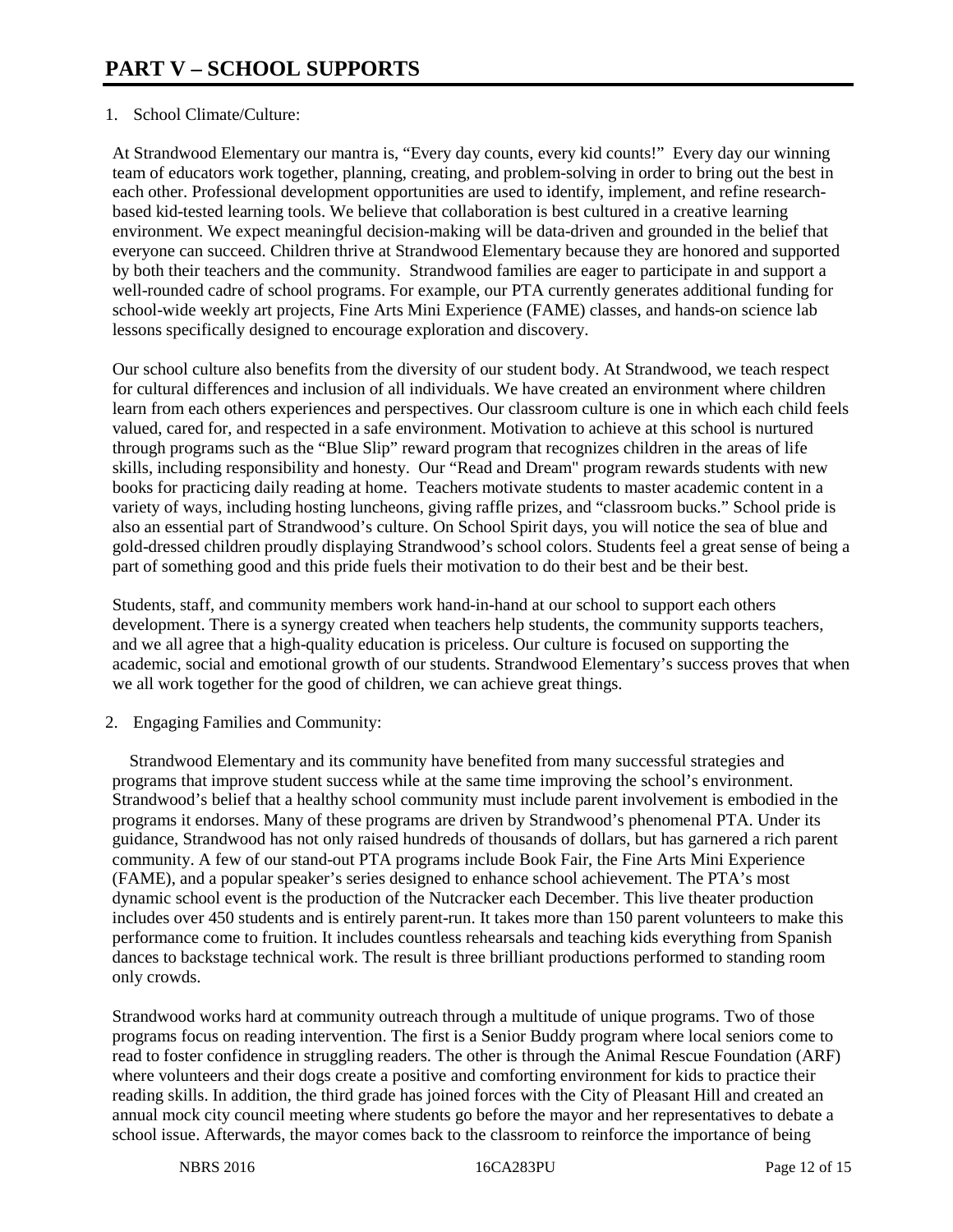# PART V – SCHOOL SUPPORTS

1. School Climate/Culture:

At Strandwood Elementary our mantra is, "Every day counts, every kid counts!" Every day our winning team of educators work together, planning, creating, and problem-solving in order to bring out the best in each other. Professional development opportunities are used to identify, implement, and refine research-based kid-tested learning tools. We believe that collaboration is best cultured in a creative learning environment. We expect meaningful decision-making will be data-driven and grounded in the belief that everyone can succeed. Children thrive at Strandwood Elementary because they are honored and supported by both their teachers and the community. Strandwood families are eager to participate in and support a well-rounded cadre of school programs. For example, our PTA currently generates additional funding for school-wide weekly art projects, Fine Arts Mini Experience (FAME) classes, and hands-on science lab lessons specifically designed to encourage exploration and discovery.

Our school culture also benefits from the diversity of our student body. At Strandwood, we teach respect for cultural differences and inclusion of all individuals. We have created an environment where children learn from each others experiences and perspectives. Our classroom culture is one in which each child feels valued, cared for, and respected in a safe environment. Motivation to achieve at this school is nurtured through programs such as the "Blue Slip" reward program that recognizes children in the areas of life skills, including responsibility and honesty. Our "Read and Dream" program rewards students with new books for practicing daily reading at home. Teachers motivate students to master academic content in a variety of ways, including hosting luncheons, giving raffle prizes, and "classroom bucks." School pride is also an essential part of Strandwood's culture. On School Spirit days, you will notice the sea of blue and gold-dressed children proudly displaying Strandwood's school colors. Students feel a great sense of being a part of something good and this pride fuels their motivation to do their best and be their best.

Students, staff, and community members work hand-in-hand at our school to support each others development. There is a synergy created when teachers help students, the community supports teachers, and we all agree that a high-quality education is priceless. Our culture is focused on supporting the academic, social and emotional growth of our students. Strandwood Elementary's success proves that when we all work together for the good of children, we can achieve great things.

2. Engaging Families and Community:

Strandwood Elementary and its community have benefited from many successful strategies and programs that improve student success while at the same time improving the school's environment. Strandwood's belief that a healthy school community must include parent involvement is embodied in the programs it endorses. Many of these programs are driven by Strandwood's phenomenal PTA. Under its guidance, Strandwood has not only raised hundreds of thousands of dollars, but has garnered a rich parent community. A few of our stand-out PTA programs include Book Fair, the Fine Arts Mini Experience (FAME), and a popular speaker's series designed to enhance school achievement. The PTA's most dynamic school event is the production of the Nutcracker each December. This live theater production includes over 450 students and is entirely parent-run. It takes more than 150 parent volunteers to make this performance come to fruition. It includes countless rehearsals and teaching kids everything from Spanish dances to backstage technical work. The result is three brilliant productions performed to standing room only crowds.

Strandwood works hard at community outreach through a multitude of unique programs. Two of those programs focus on reading intervention. The first is a Senior Buddy program where local seniors come to read to foster confidence in struggling readers. The other is through the Animal Rescue Foundation (ARF) where volunteers and their dogs create a positive and comforting environment for kids to practice their reading skills. In addition, the third grade has joined forces with the City of Pleasant Hill and created an annual mock city council meeting where students go before the mayor and her representatives to debate a school issue. Afterwards, the mayor comes back to the classroom to reinforce the importance of being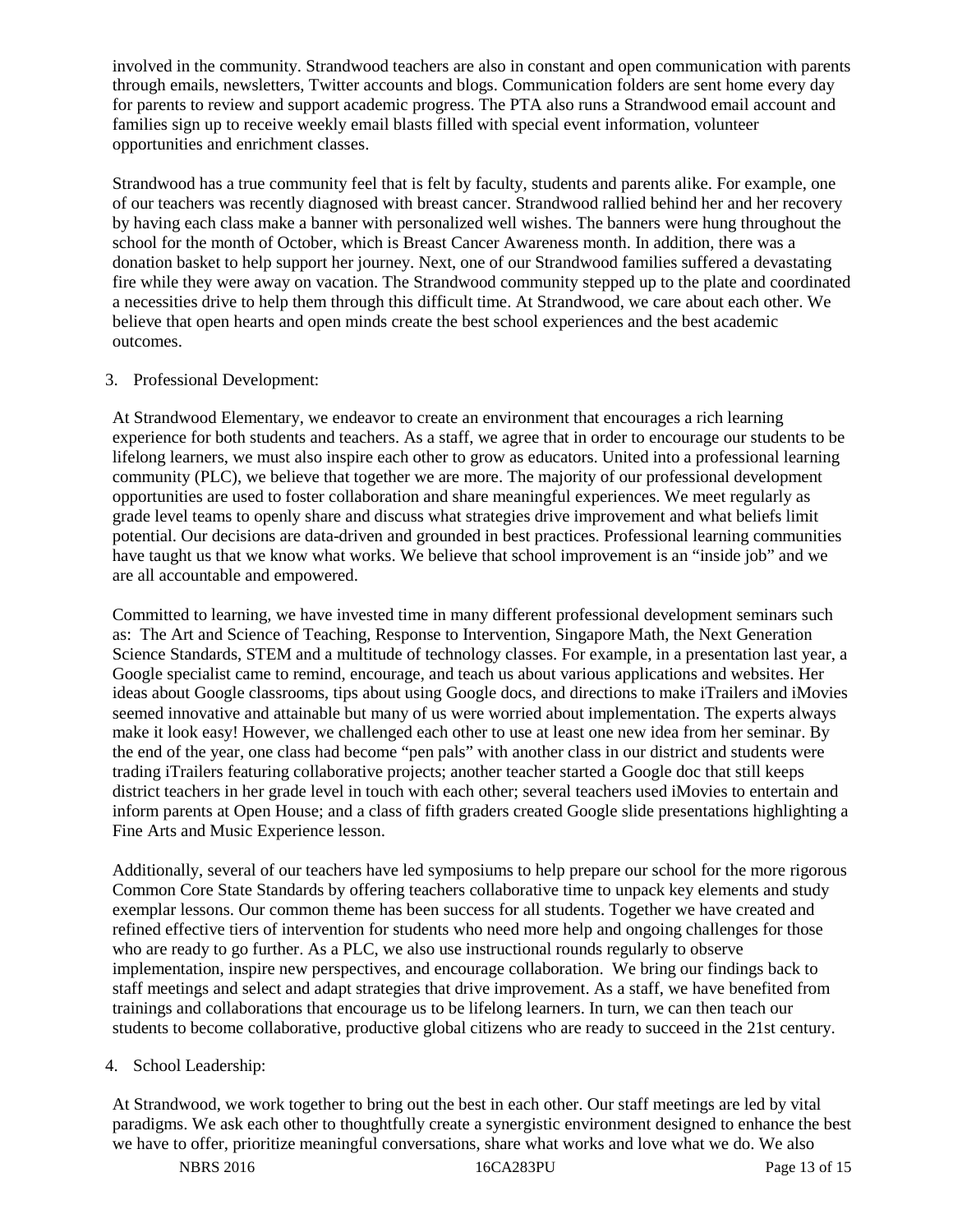involved in the community. Strandwood teachers are also in constant and open communication with parents through emails, newsletters, Twitter accounts and blogs. Communication folders are sent home every day for parents to review and support academic progress. The PTA also runs a Strandwood email account and families sign up to receive weekly email blasts filled with special event information, volunteer opportunities and enrichment classes.

Strandwood has a true community feel that is felt by faculty, students and parents alike. For example, one of our teachers was recently diagnosed with breast cancer. Strandwood rallied behind her and her recovery by having each class make a banner with personalized well wishes. The banners were hung throughout the school for the month of October, which is Breast Cancer Awareness month. In addition, there was a donation basket to help support her journey. Next, one of our Strandwood families suffered a devastating fire while they were away on vacation. The Strandwood community stepped up to the plate and coordinated a necessities drive to help them through this difficult time. At Strandwood, we care about each other. We believe that open hearts and open minds create the best school experiences and the best academic outcomes.

3. Professional Development:

At Strandwood Elementary, we endeavor to create an environment that encourages a rich learning experience for both students and teachers. As a staff, we agree that in order to encourage our students to be lifelong learners, we must also inspire each other to grow as educators. United into a professional learning community (PLC), we believe that together we are more. The majority of our professional development opportunities are used to foster collaboration and share meaningful experiences. We meet regularly as grade level teams to openly share and discuss what strategies drive improvement and what beliefs limit potential. Our decisions are data-driven and grounded in best practices. Professional learning communities have taught us that we know what works. We believe that school improvement is an "inside job" and we are all accountable and empowered.

Committed to learning, we have invested time in many different professional development seminars such as: The Art and Science of Teaching, Response to Intervention, Singapore Math, the Next Generation Science Standards, STEM and a multitude of technology classes. For example, in a presentation last year, a Google specialist came to remind, encourage, and teach us about various applications and websites. Her ideas about Google classrooms, tips about using Google docs, and directions to make iTrailers and iMovies seemed innovative and attainable but many of us were worried about implementation. The experts always make it look easy! However, we challenged each other to use at least one new idea from her seminar. By the end of the year, one class had become "pen pals" with another class in our district and students were trading iTrailers featuring collaborative projects; another teacher started a Google doc that still keeps district teachers in her grade level in touch with each other; several teachers used iMovies to entertain and inform parents at Open House; and a class of fifth graders created Google slide presentations highlighting a Fine Arts and Music Experience lesson.

Additionally, several of our teachers have led symposiums to help prepare our school for the more rigorous Common Core State Standards by offering teachers collaborative time to unpack key elements and study exemplar lessons. Our common theme has been success for all students. Together we have created and refined effective tiers of intervention for students who need more help and ongoing challenges for those who are ready to go further. As a PLC, we also use instructional rounds regularly to observe implementation, inspire new perspectives, and encourage collaboration. We bring our findings back to staff meetings and select and adapt strategies that drive improvement. As a staff, we have benefited from trainings and collaborations that encourage us to be lifelong learners. In turn, we can then teach our students to become collaborative, productive global citizens who are ready to succeed in the 21st century.

4. School Leadership:

At Strandwood, we work together to bring out the best in each other. Our staff meetings are led by vital paradigms. We ask each other to thoughtfully create a synergistic environment designed to enhance the best we have to offer, prioritize meaningful conversations, share what works and love what we do. We also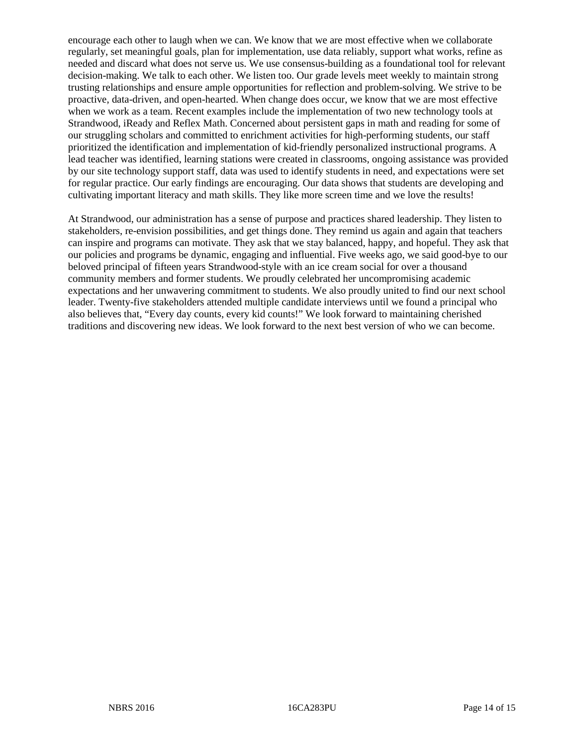encourage each other to laugh when we can. We know that we are most effective when we collaborate regularly, set meaningful goals, plan for implementation, use data reliably, support what works, refine as needed and discard what does not serve us. We use consensus-building as a foundational tool for relevant decision-making. We talk to each other. We listen too. Our grade levels meet weekly to maintain strong trusting relationships and ensure ample opportunities for reflection and problem-solving. We strive to be proactive, data-driven, and open-hearted. When change does occur, we know that we are most effective when we work as a team. Recent examples include the implementation of two new technology tools at Strandwood, iReady and Reflex Math. Concerned about persistent gaps in math and reading for some of our struggling scholars and committed to enrichment activities for high-performing students, our staff prioritized the identification and implementation of kid-friendly personalized instructional programs. A lead teacher was identified, learning stations were created in classrooms, ongoing assistance was provided by our site technology support staff, data was used to identify students in need, and expectations were set for regular practice. Our early findings are encouraging. Our data shows that students are developing and cultivating important literacy and math skills. They like more screen time and we love the results!

At Strandwood, our administration has a sense of purpose and practices shared leadership. They listen to stakeholders, re-envision possibilities, and get things done. They remind us again and again that teachers can inspire and programs can motivate. They ask that we stay balanced, happy, and hopeful. They ask that our policies and programs be dynamic, engaging and influential. Five weeks ago, we said good-bye to our beloved principal of fifteen years Strandwood-style with an ice cream social for over a thousand community members and former students. We proudly celebrated her uncompromising academic expectations and her unwavering commitment to students. We also proudly united to find our next school leader. Twenty-five stakeholders attended multiple candidate interviews until we found a principal who also believes that, "Every day counts, every kid counts!" We look forward to maintaining cherished traditions and discovering new ideas. We look forward to the next best version of who we can become.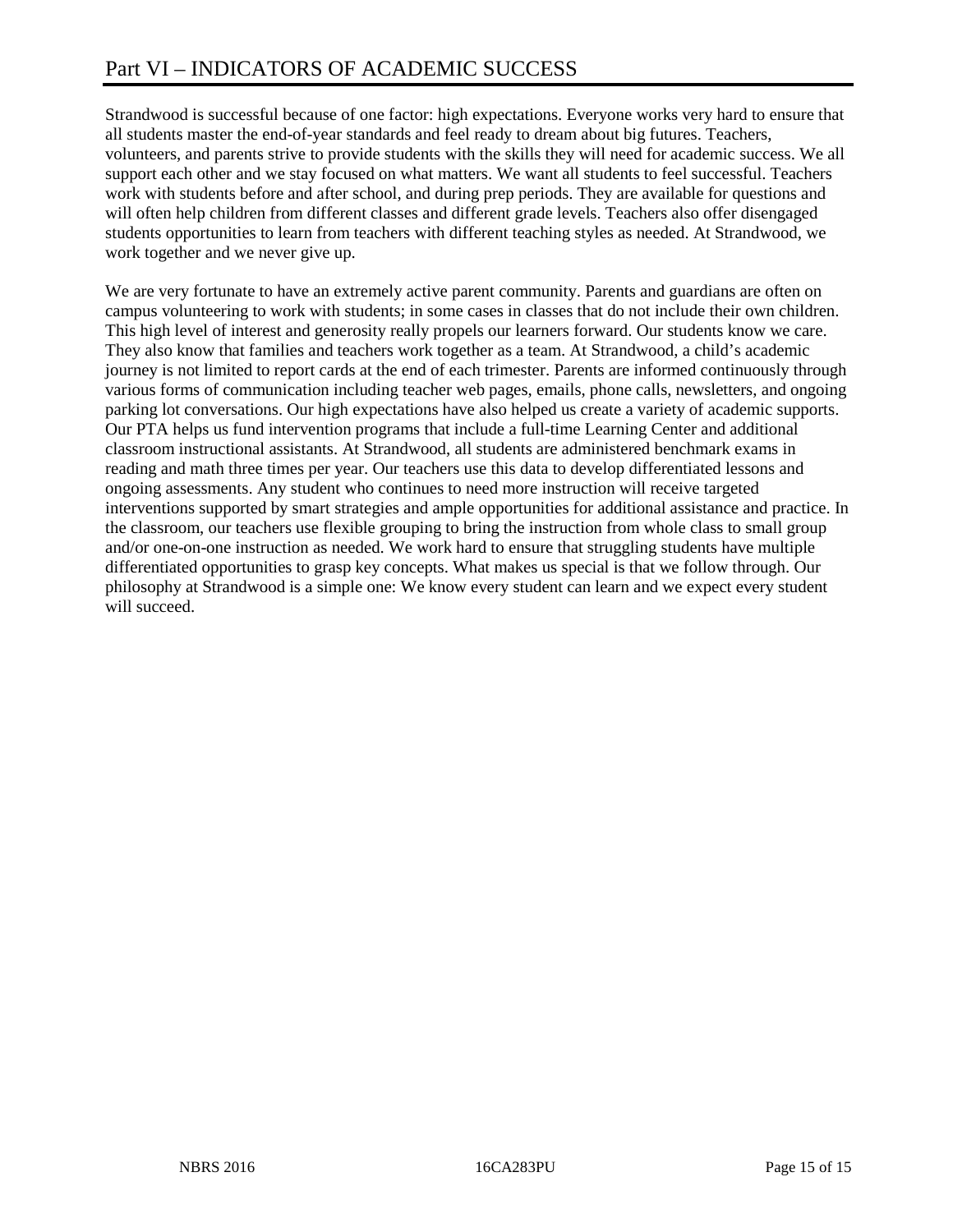# Part VI – INDICATORS OF ACADEMIC SUCCESS

Strandwood is successful because of one factor: high expectations. Everyone works very hard to ensure that all students master the end-of-year standards and feel ready to dream about big futures. Teachers, volunteers, and parents strive to provide students with the skills they will need for academic success. We all support each other and we stay focused on what matters. We want all students to feel successful. Teachers work with students before and after school, and during prep periods. They are available for questions and will often help children from different classes and different grade levels. Teachers also offer disengaged students opportunities to learn from teachers with different teaching styles as needed. At Strandwood, we work together and we never give up.

We are very fortunate to have an extremely active parent community. Parents and guardians are often on campus volunteering to work with students; in some cases in classes that do not include their own children. This high level of interest and generosity really propels our learners forward. Our students know we care. They also know that families and teachers work together as a team. At Strandwood, a child's academic journey is not limited to report cards at the end of each trimester. Parents are informed continuously through various forms of communication including teacher web pages, emails, phone calls, newsletters, and ongoing parking lot conversations. Our high expectations have also helped us create a variety of academic supports. Our PTA helps us fund intervention programs that include a full-time Learning Center and additional classroom instructional assistants. At Strandwood, all students are administered benchmark exams in reading and math three times per year. Our teachers use this data to develop differentiated lessons and ongoing assessments. Any student who continues to need more instruction will receive targeted interventions supported by smart strategies and ample opportunities for additional assistance and practice. In the classroom, our teachers use flexible grouping to bring the instruction from whole class to small group and/or one-on-one instruction as needed. We work hard to ensure that struggling students have multiple differentiated opportunities to grasp key concepts. What makes us special is that we follow through. Our philosophy at Strandwood is a simple one: We know every student can learn and we expect every student will succeed.